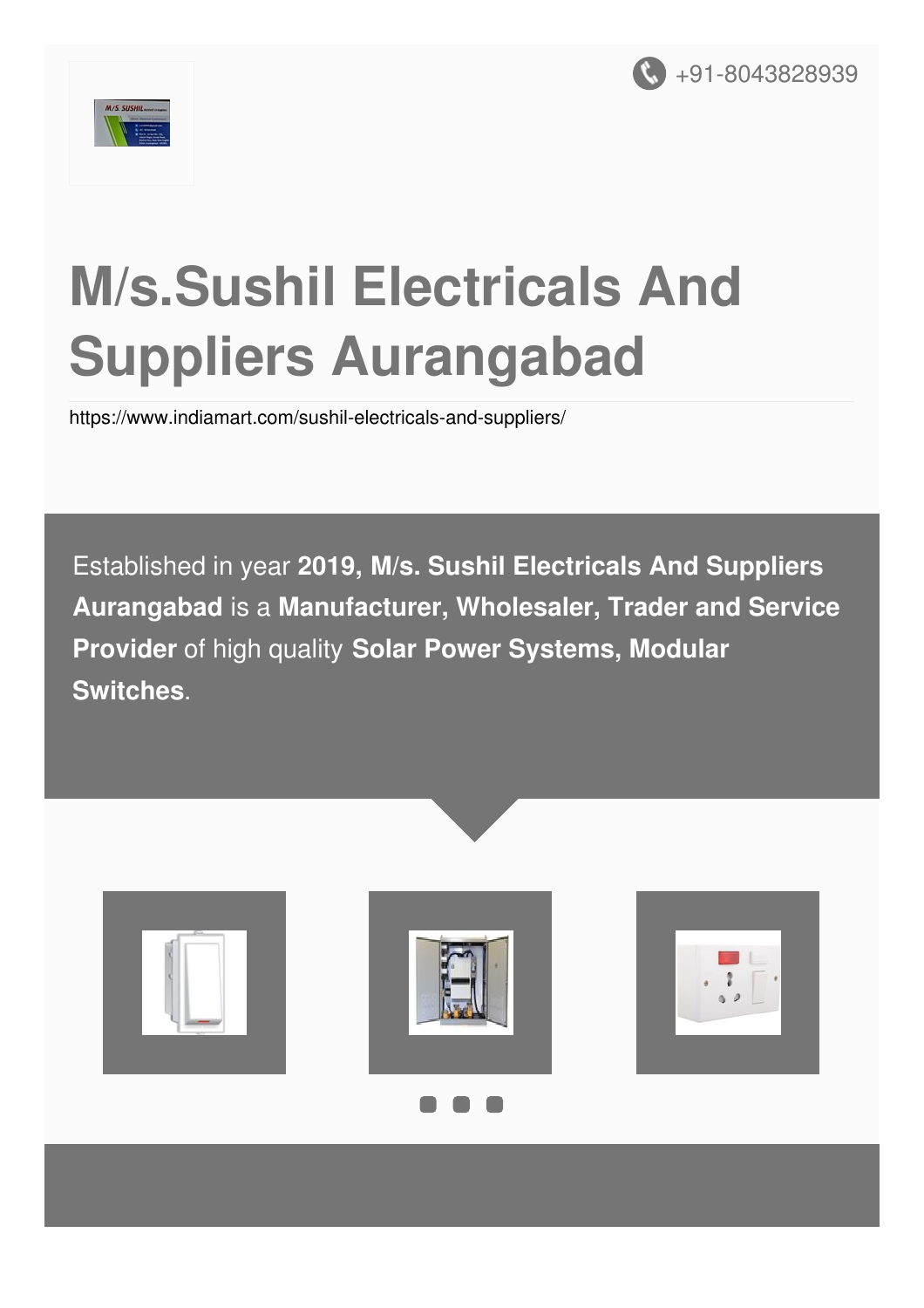+91-8043828939

# M/s.Sushil Electricals And Suppliers Aurangabad

https://www.indiamart.com/sushil-electricals-and-suppliers/

Established in year **2019, M/s. Sushil Electricals And Suppliers Aurangabad** is a **Manufacturer, Wholesaler, Trader and Service Provider** of high quality **Solar Power Systems, Modular Switches**.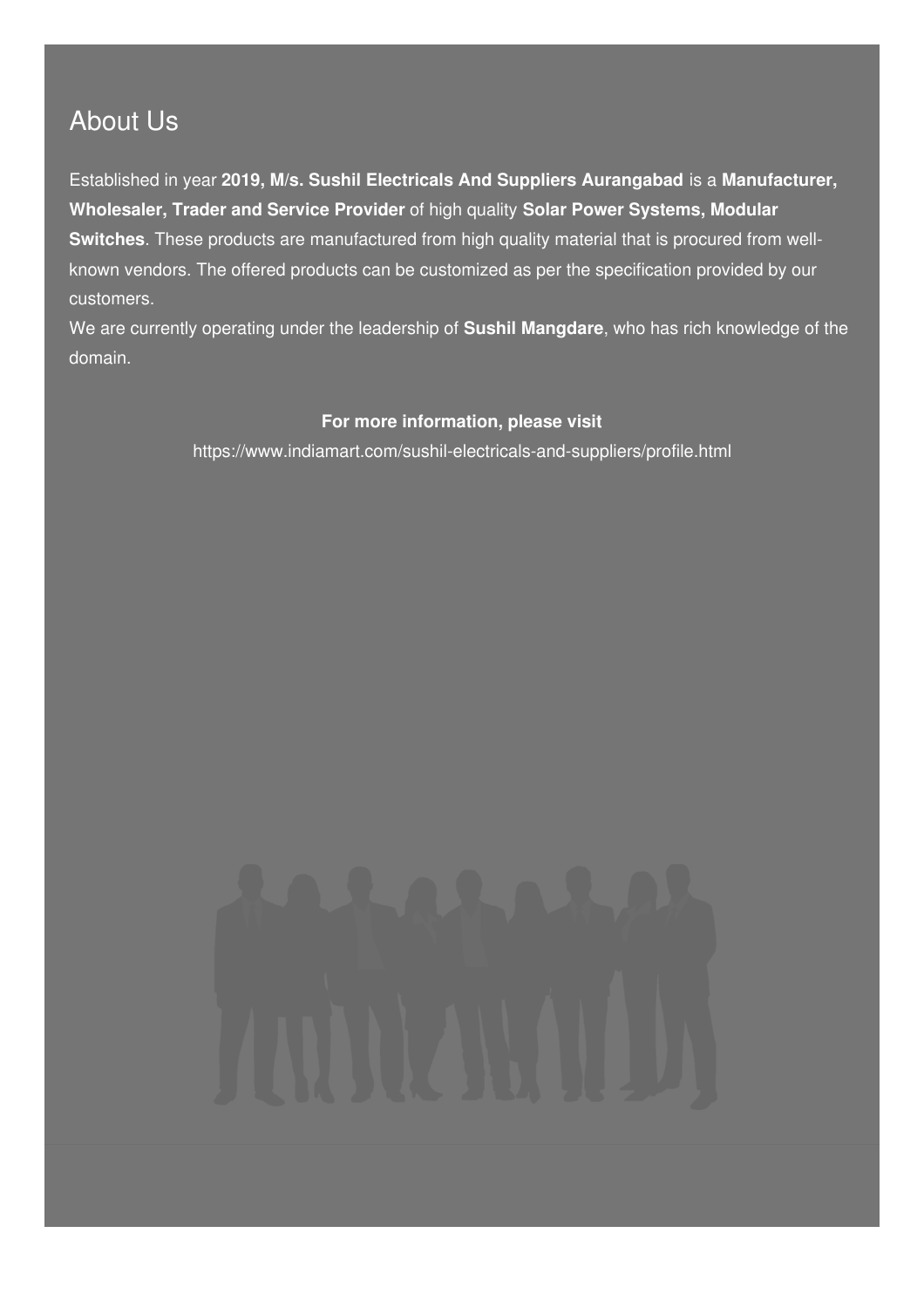# About Us

Established in year **2019, M/s. Sushil Electricals And Suppliers Aurangabad** is a **Manufacturer, Wholesaler, Trader and Service Provider** of high quality **Solar Power Systems, Modular Switches**. These products are manufactured from high quality material that is procured from well-known vendors. The offered products can be customized as per the specification provided by our customers.

We are currently operating under the leadership of **Sushil Mangdare**, who has rich knowledge of the domain.

**For more information, please visit**

https://www.indiamart.com/sushil-electricals-and-suppliers/profile.html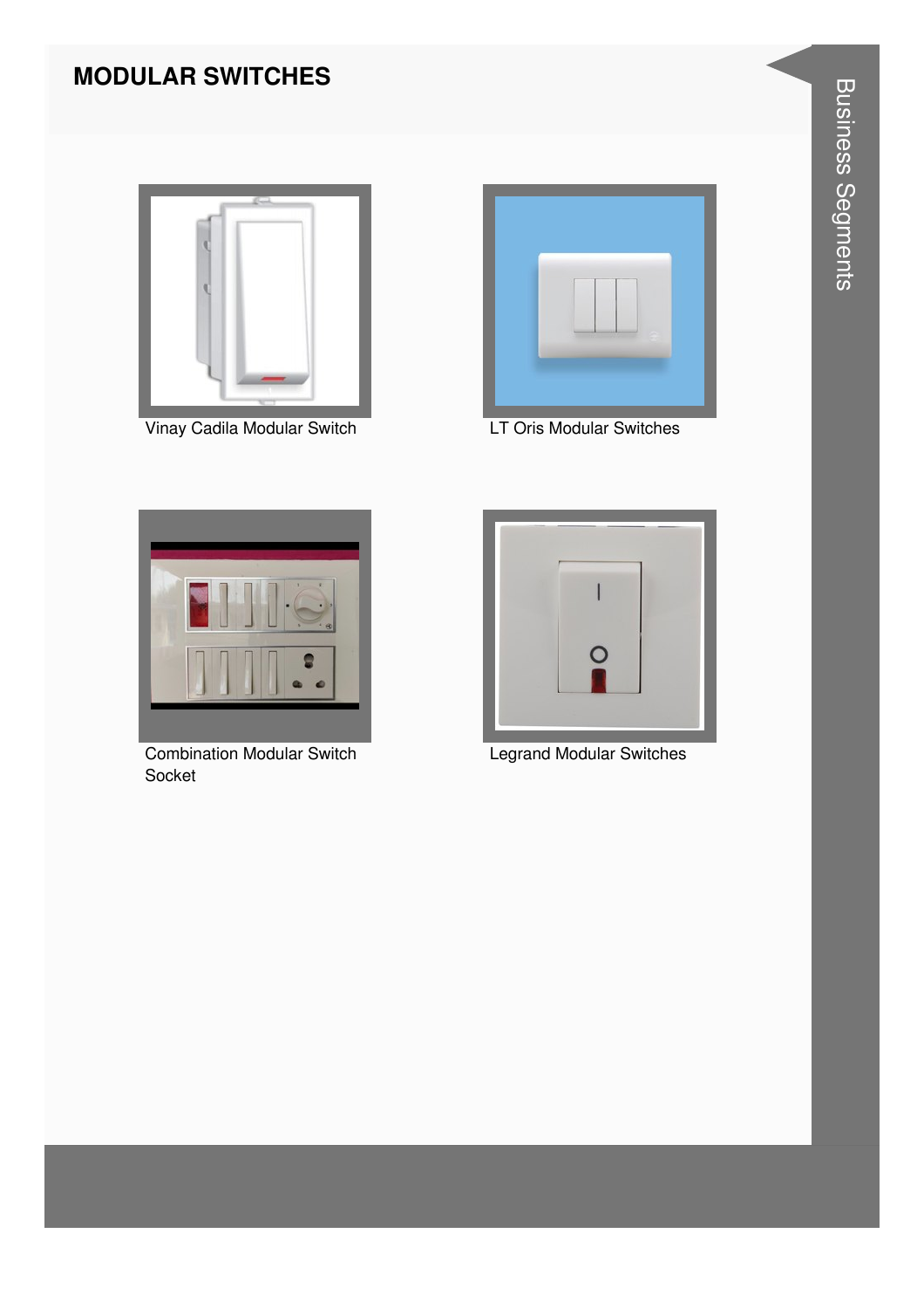## MODULAR SWITCHES

Vinay Cadila Modular Switch

LT Oris Modular Switches

Combination Modular Switch Socket

Legrand Modular Switches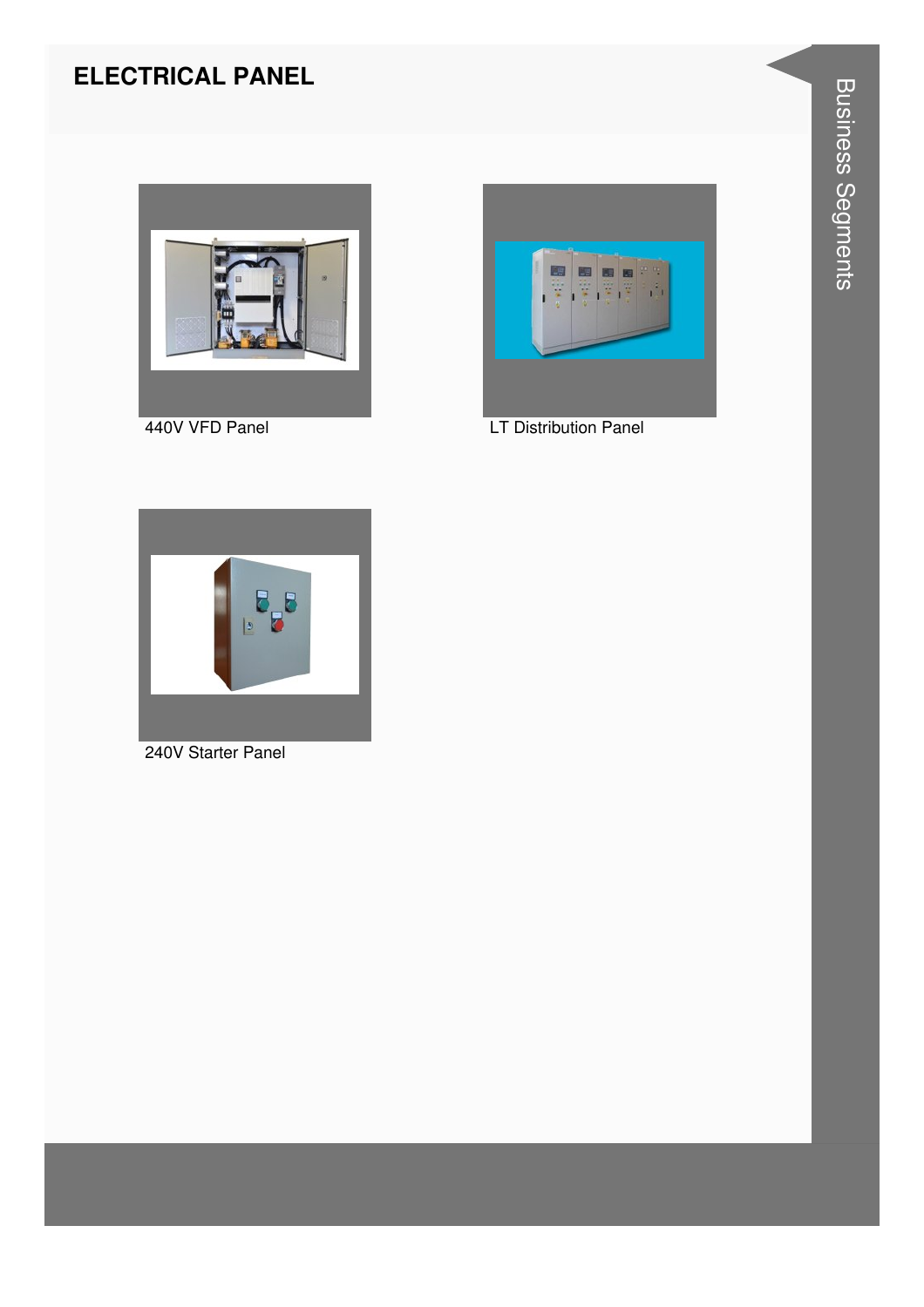# ELECTRICAL PANEL

440V VFD Panel

LT Distribution Panel

240V Starter Panel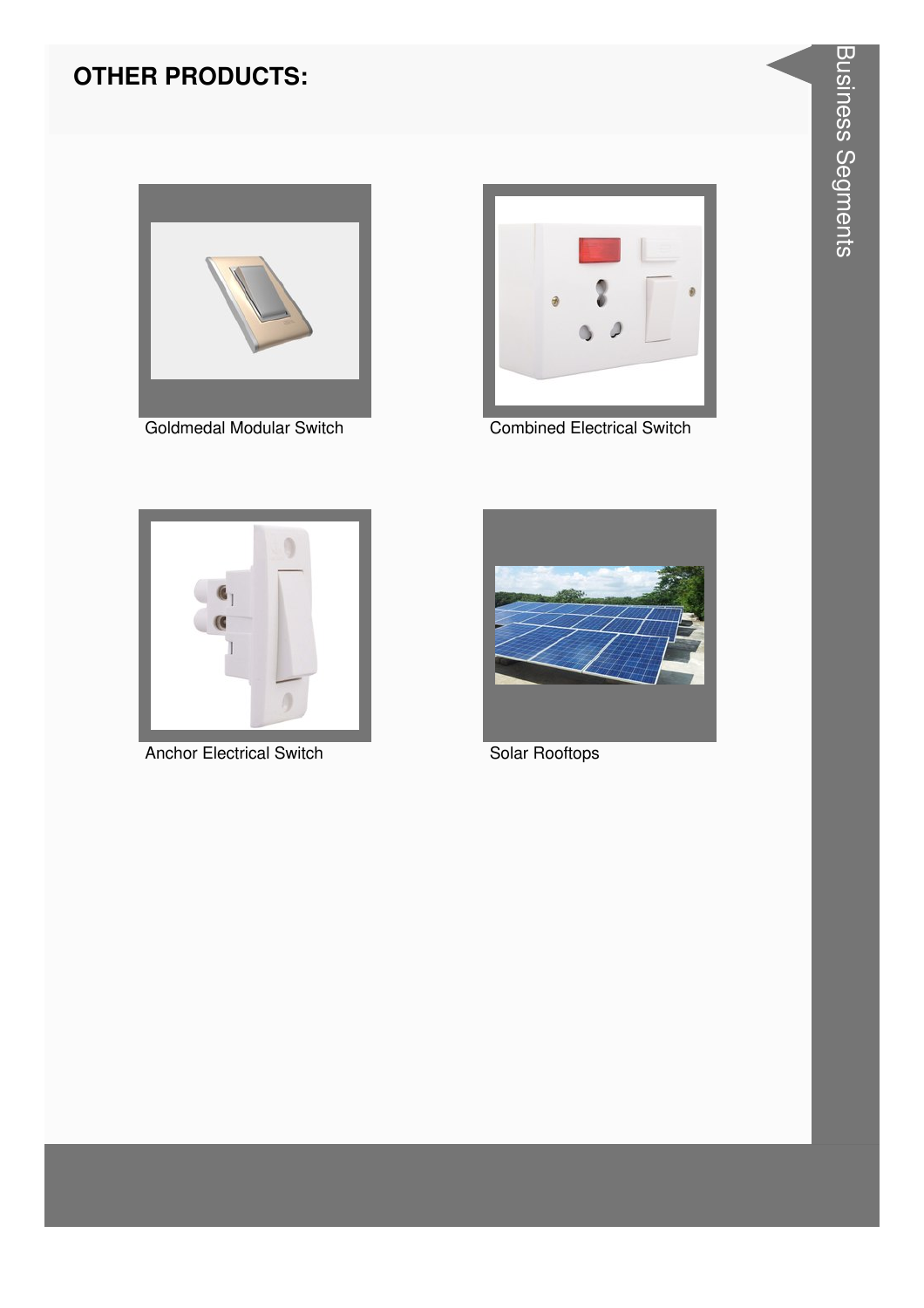## OTHER PRODUCTS:

Goldmedal Modular Switch

Combined Electrical Switch

Anchor Electrical Switch

Solar Rooftops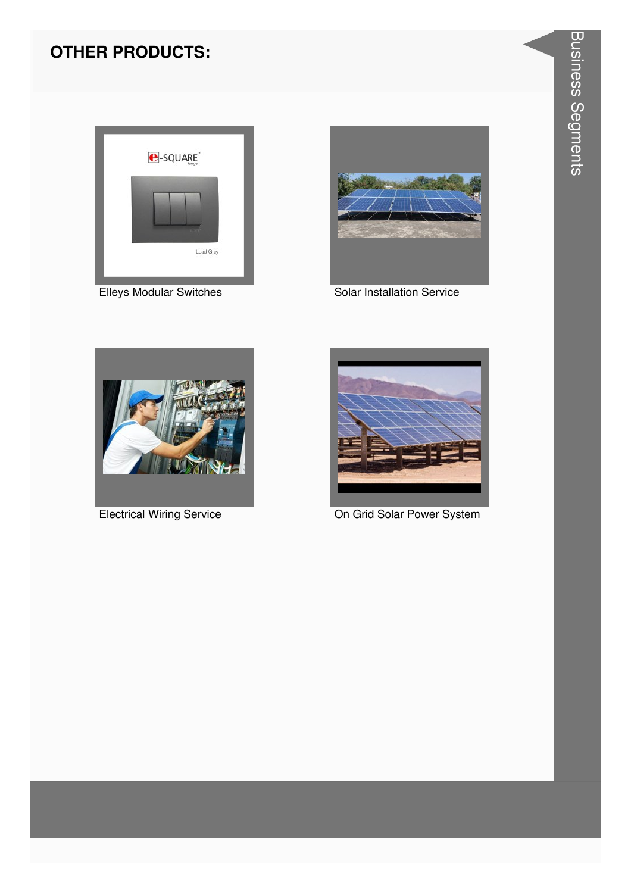## OTHER PRODUCTS:

Elleys Modular Switches

Solar Installation Service

Electrical Wiring Service

On Grid Solar Power System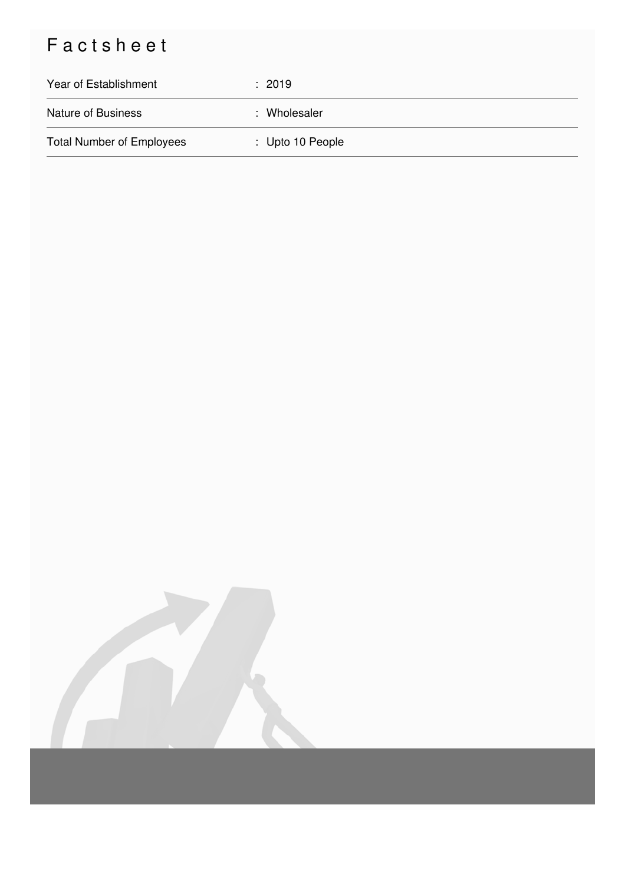# Factsheet

| | |
|---|---|
| Year of Establishment | : 2019 |
| Nature of Business | : Wholesaler |
| Total Number of Employees | : Upto 10 People |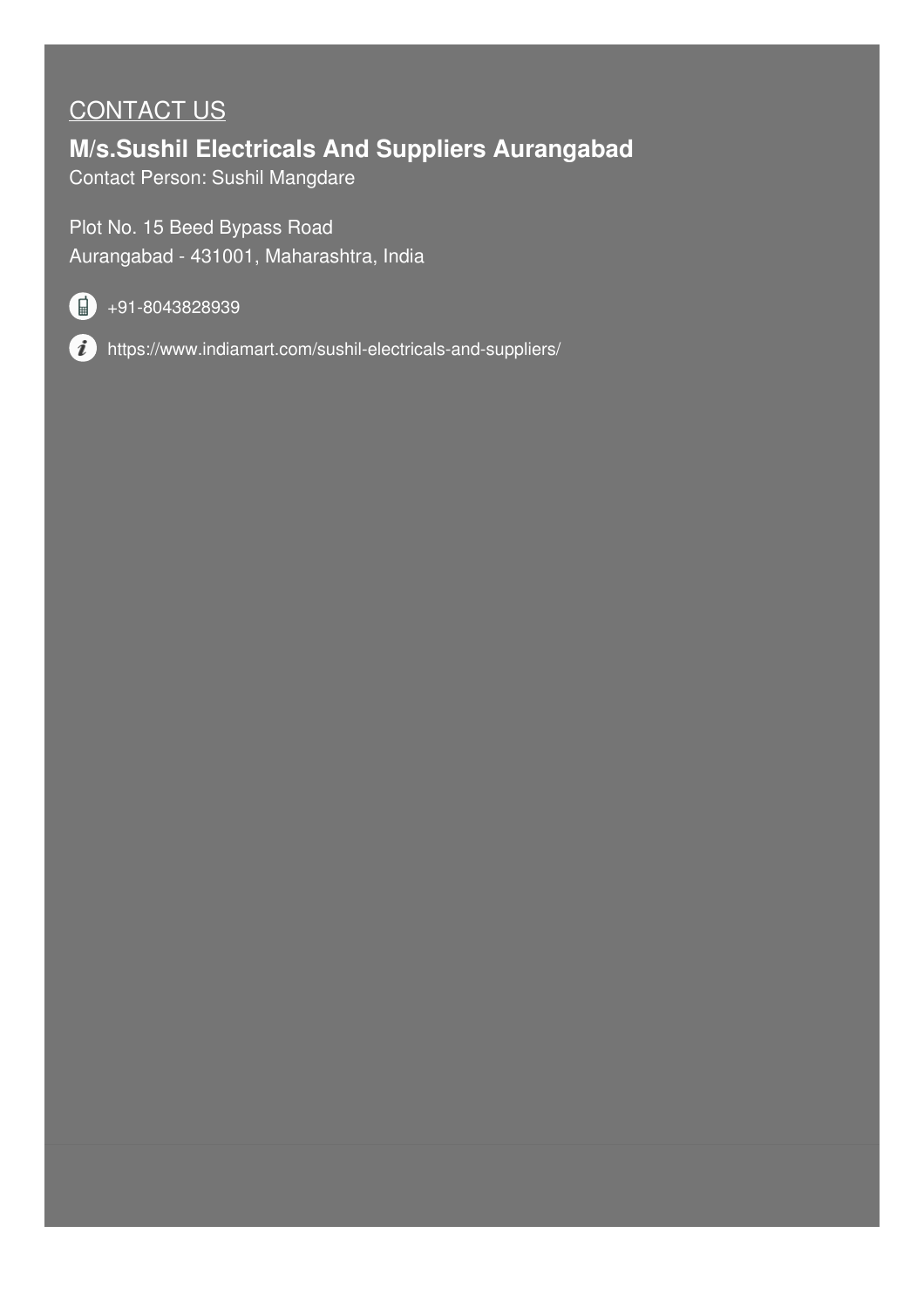## CONTACT US

### M/s.Sushil Electricals And Suppliers Aurangabad

Contact Person: Sushil Mangdare

Plot No. 15 Beed Bypass Road
Aurangabad - 431001, Maharashtra, India

+91-8043828939

https://www.indiamart.com/sushil-electricals-and-suppliers/